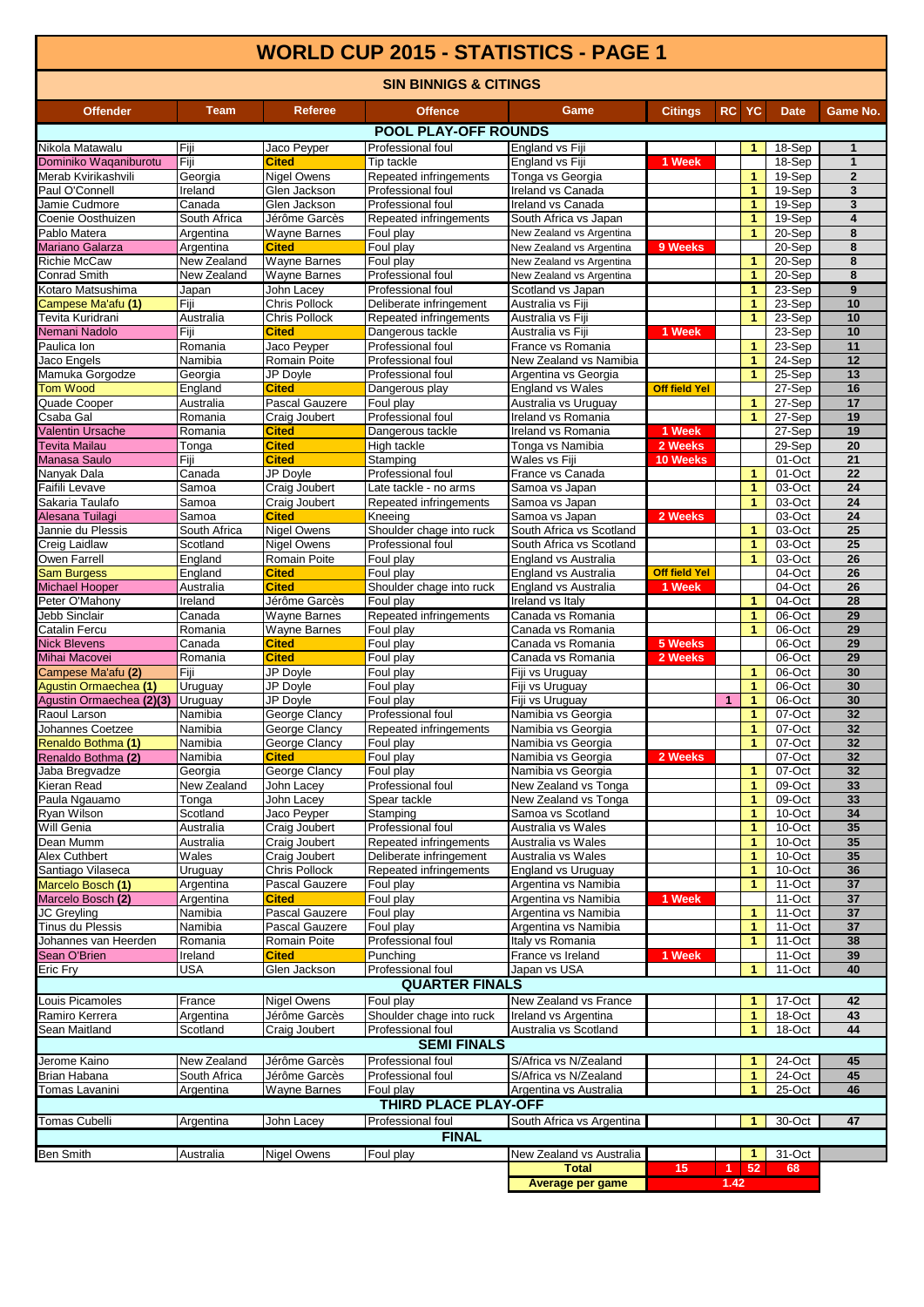# WORLD CUP 2015 - STATISTICS - PAGE 1

## SIN BINNIGS & CITINGS

| Offender | Team | Referee | Offence | Game | Citings | RC | YC | Date | Game No. |
|---|---|---|---|---|---|---|---|---|---|
| **POOL PLAY-OFF ROUNDS** | | | | | | | | | |
| Nikola Matawalu | Fiji | Jaco Peyper | Professional foul | England vs Fiji | | | 1 | 18-Sep | 1 |
| Dominiko Waqaniburotu | Fiji | Cited | Tip tackle | England vs Fiji | 1 Week | | | 18-Sep | 1 |
| Merab Kvirikashvili | Georgia | Nigel Owens | Repeated infringements | Tonga vs Georgia | | | 1 | 19-Sep | 2 |
| Paul O'Connell | Ireland | Glen Jackson | Professional foul | Ireland vs Canada | | | 1 | 19-Sep | 3 |
| Jamie Cudmore | Canada | Glen Jackson | Professional foul | Ireland vs Canada | | | 1 | 19-Sep | 3 |
| Coenie Oosthuizen | South Africa | Jérôme Garcès | Repeated infringements | South Africa vs Japan | | | 1 | 19-Sep | 4 |
| Pablo Matera | Argentina | Wayne Barnes | Foul play | New Zealand vs Argentina | | | 1 | 20-Sep | 8 |
| Mariano Galarza | Argentina | Cited | Foul play | New Zealand vs Argentina | 9 Weeks | | | 20-Sep | 8 |
| Richie McCaw | New Zealand | Wayne Barnes | Foul play | New Zealand vs Argentina | | | 1 | 20-Sep | 8 |
| Conrad Smith | New Zealand | Wayne Barnes | Professional foul | New Zealand vs Argentina | | | 1 | 20-Sep | 8 |
| Kotaro Matsushima | Japan | John Lacey | Professional foul | Scotland vs Japan | | | 1 | 23-Sep | 9 |
| Campese Ma'afu (1) | Fiji | Chris Pollock | Deliberate infringement | Australia vs Fiji | | | 1 | 23-Sep | 10 |
| Tevita Kuridrani | Australia | Chris Pollock | Repeated infringements | Australia vs Fiji | | | 1 | 23-Sep | 10 |
| Nemani Nadolo | Fiji | Cited | Dangerous tackle | Australia vs Fiji | 1 Week | | | 23-Sep | 10 |
| Paulica Ion | Romania | Jaco Peyper | Professional foul | France vs Romania | | | 1 | 23-Sep | 11 |
| Jaco Engels | Namibia | Romain Poite | Professional foul | New Zealand vs Namibia | | | 1 | 24-Sep | 12 |
| Mamuka Gorgodze | Georgia | JP Doyle | Professional foul | Argentina vs Georgia | | | 1 | 25-Sep | 13 |
| Tom Wood | England | Cited | Dangerous play | England vs Wales | Off field Yel | | | 27-Sep | 16 |
| Quade Cooper | Australia | Pascal Gauzere | Foul play | Australia vs Uruguay | | | 1 | 27-Sep | 17 |
| Csaba Gal | Romania | Craig Joubert | Professional foul | Ireland vs Romania | | | 1 | 27-Sep | 19 |
| Valentin Ursache | Romania | Cited | Dangerous tackle | Ireland vs Romania | 1 Week | | | 27-Sep | 19 |
| Tevita Mailau | Tonga | Cited | High tackle | Tonga vs Namibia | 2 Weeks | | | 29-Sep | 20 |
| Manasa Saulo | Fiji | Cited | Stamping | Wales vs Fiji | 10 Weeks | | | 01-Oct | 21 |
| Nanyak Dala | Canada | JP Doyle | Professional foul | France vs Canada | | | 1 | 01-Oct | 22 |
| Faifili Levave | Samoa | Craig Joubert | Late tackle - no arms | Samoa vs Japan | | | 1 | 03-Oct | 24 |
| Sakaria Taulafo | Samoa | Craig Joubert | Repeated infringements | Samoa vs Japan | | | 1 | 03-Oct | 24 |
| Alesana Tuilagi | Samoa | Cited | Kneeing | Samoa vs Japan | 2 Weeks | | | 03-Oct | 24 |
| Jannie du Plessis | South Africa | Nigel Owens | Shoulder chage into ruck | South Africa vs Scotland | | | 1 | 03-Oct | 25 |
| Creig Laidlaw | Scotland | Nigel Owens | Professional foul | South Africa vs Scotland | | | 1 | 03-Oct | 25 |
| Owen Farrell | England | Romain Poite | Foul play | England vs Australia | | | 1 | 03-Oct | 26 |
| Sam Burgess | England | Cited | Foul play | England vs Australia | Off field Yel | | | 04-Oct | 26 |
| Michael Hooper | Australia | Cited | Shoulder chage into ruck | England vs Australia | 1 Week | | | 04-Oct | 26 |
| Peter O'Mahony | Ireland | Jérôme Garcès | Foul play | Ireland vs Italy | | | 1 | 04-Oct | 28 |
| Jebb Sinclair | Canada | Wayne Barnes | Repeated infringements | Canada vs Romania | | | 1 | 06-Oct | 29 |
| Catalin Fercu | Romania | Wayne Barnes | Foul play | Canada vs Romania | | | 1 | 06-Oct | 29 |
| Nick Blevens | Canada | Cited | Foul play | Canada vs Romania | 5 Weeks | | | 06-Oct | 29 |
| Mihai Macovei | Romania | Cited | Foul play | Canada vs Romania | 2 Weeks | | | 06-Oct | 29 |
| Campese Ma'afu (2) | Fiji | JP Doyle | Foul play | Fiji vs Uruguay | | | 1 | 06-Oct | 30 |
| Agustin Ormaechea (1) | Uruguay | JP Doyle | Foul play | Fiji vs Uruguay | | | 1 | 06-Oct | 30 |
| Agustin Ormaechea (2)(3) | Uruguay | JP Doyle | Foul play | Fiji vs Uruguay | | 1 | 1 | 06-Oct | 30 |
| Raoul Larson | Namibia | George Clancy | Professional foul | Namibia vs Georgia | | | 1 | 07-Oct | 32 |
| Johannes Coetzee | Namibia | George Clancy | Repeated infringements | Namibia vs Georgia | | | 1 | 07-Oct | 32 |
| Renaldo Bothma (1) | Namibia | George Clancy | Foul play | Namibia vs Georgia | | | 1 | 07-Oct | 32 |
| Renaldo Bothma (2) | Namibia | Cited | Foul play | Namibia vs Georgia | 2 Weeks | | | 07-Oct | 32 |
| Jaba Bregvadze | Georgia | George Clancy | Foul play | Namibia vs Georgia | | | 1 | 07-Oct | 32 |
| Kieran Read | New Zealand | John Lacey | Professional foul | New Zealand vs Tonga | | | 1 | 09-Oct | 33 |
| Paula Ngauamo | Tonga | John Lacey | Spear tackle | New Zealand vs Tonga | | | 1 | 09-Oct | 33 |
| Ryan Wilson | Scotland | Jaco Peyper | Stamping | Samoa vs Scotland | | | 1 | 10-Oct | 34 |
| Will Genia | Australia | Craig Joubert | Professional foul | Australia vs Wales | | | 1 | 10-Oct | 35 |
| Dean Mumm | Australia | Craig Joubert | Repeated infringements | Australia vs Wales | | | 1 | 10-Oct | 35 |
| Alex Cuthbert | Wales | Craig Joubert | Deliberate infringement | Australia vs Wales | | | 1 | 10-Oct | 35 |
| Santiago Vilaseca | Uruguay | Chris Pollock | Repeated infringements | England vs Uruguay | | | 1 | 10-Oct | 36 |
| Marcelo Bosch (1) | Argentina | Pascal Gauzere | Foul play | Argentina vs Namibia | | | 1 | 11-Oct | 37 |
| Marcelo Bosch (2) | Argentina | Cited | Foul play | Argentina vs Namibia | 1 Week | | | 11-Oct | 37 |
| JC Greyling | Namibia | Pascal Gauzere | Foul play | Argentina vs Namibia | | | 1 | 11-Oct | 37 |
| Tinus du Plessis | Namibia | Pascal Gauzere | Foul play | Argentina vs Namibia | | | 1 | 11-Oct | 37 |
| Johannes van Heerden | Romania | Romain Poite | Professional foul | Italy vs Romania | | | 1 | 11-Oct | 38 |
| Sean O'Brien | Ireland | Cited | Punching | France vs Ireland | 1 Week | | | 11-Oct | 39 |
| Eric Fry | USA | Glen Jackson | Professional foul | Japan vs USA | | | 1 | 11-Oct | 40 |
| **QUARTER FINALS** | | | | | | | | | |
| Louis Picamoles | France | Nigel Owens | Foul play | New Zealand vs France | | | 1 | 17-Oct | 42 |
| Ramiro Kerrera | Argentina | Jérôme Garcès | Shoulder chage into ruck | Ireland vs Argentina | | | 1 | 18-Oct | 43 |
| Sean Maitland | Scotland | Craig Joubert | Professional foul | Australia vs Scotland | | | 1 | 18-Oct | 44 |
| **SEMI FINALS** | | | | | | | | | |
| Jerome Kaino | New Zealand | Jérôme Garcès | Professional foul | S/Africa vs N/Zealand | | | 1 | 24-Oct | 45 |
| Brian Habana | South Africa | Jérôme Garcès | Professional foul | S/Africa vs N/Zealand | | | 1 | 24-Oct | 45 |
| Tomas Lavanini | Argentina | Wayne Barnes | Foul play | Argentina vs Australia | | | 1 | 25-Oct | 46 |
| **THIRD PLACE PLAY-OFF** | | | | | | | | | |
| Tomas Cubelli | Argentina | John Lacey | Professional foul | South Africa vs Argentina | | | 1 | 30-Oct | 47 |
| **FINAL** | | | | | | | | | |
| Ben Smith | Australia | Nigel Owens | Foul play | New Zealand vs Australia | | | 1 | 31-Oct | |
| | | | | **Total** | 15 | 1 | 52 | 68 | |
| | | | | **Average per game** | | 1.42 | | | |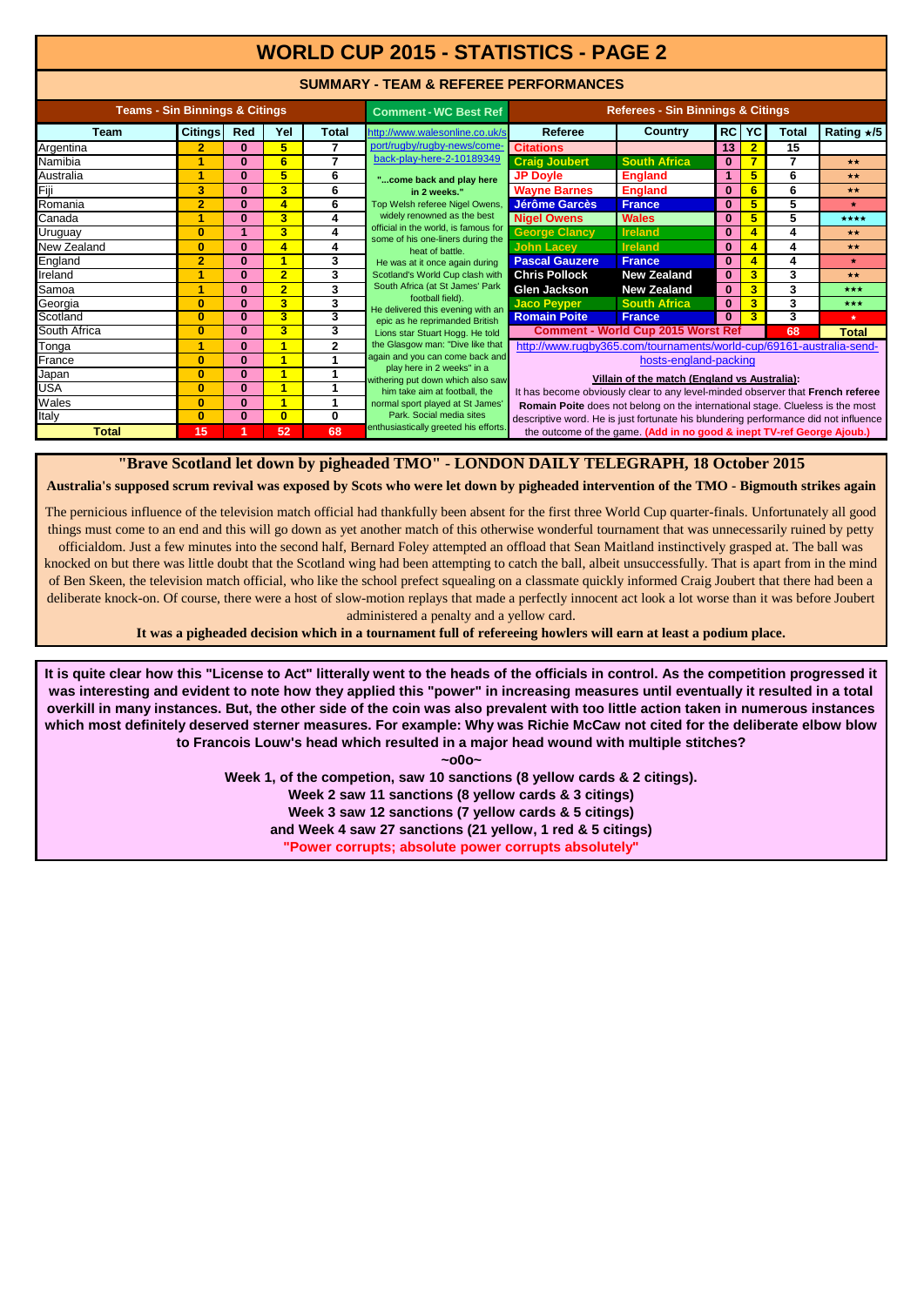# WORLD CUP 2015 - STATISTICS - PAGE 2

## SUMMARY - TEAM & REFEREE PERFORMANCES

### Teams - Sin Binnings & Citings

| Team | Citings | Red | Yel | Total |
|---|---|---|---|---|
| Argentina | 2 | 0 | 5 | 7 |
| Namibia | 1 | 0 | 6 | 7 |
| Australia | 1 | 0 | 5 | 6 |
| Fiji | 3 | 0 | 3 | 6 |
| Romania | 2 | 0 | 4 | 6 |
| Canada | 1 | 0 | 3 | 4 |
| Uruguay | 0 | 1 | 3 | 4 |
| New Zealand | 0 | 0 | 4 | 4 |
| England | 2 | 0 | 1 | 3 |
| Ireland | 1 | 0 | 2 | 3 |
| Samoa | 1 | 0 | 2 | 3 |
| Georgia | 0 | 0 | 3 | 3 |
| Scotland | 0 | 0 | 3 | 3 |
| South Africa | 0 | 0 | 3 | 3 |
| Tonga | 1 | 0 | 1 | 2 |
| France | 0 | 0 | 1 | 1 |
| Japan | 0 | 0 | 1 | 1 |
| USA | 0 | 0 | 1 | 1 |
| Wales | 0 | 0 | 1 | 1 |
| Italy | 0 | 0 | 0 | 0 |
| **Total** | **15** | **1** | **52** | **68** |

### Comment - WC Best Ref

http://www.walesonline.co.uk/sport/rugby/rugby-news/come-back-play-here-2-10189349

**"...come back and play here in 2 weeks."**

Top Welsh referee Nigel Owens, widely renowned as the best official in the world, is famous for some of his one-liners during the heat of battle.

He was at it once again during Scotland's World Cup clash with South Africa (at St James' Park football field).

He delivered this evening with an epic as he reprimanded British Lions star Stuart Hogg. He told the Glasgow man: "Dive like that again and you can come back and play here in 2 weeks" in a withering put down which also saw him take aim at football, the normal sport played at St James' Park. Social media sites enthusiastically greeted his efforts.

### Referees - Sin Binnings & Citings

| Referee | Country | RC | YC | Total | Rating ★/5 |
|---|---|---|---|---|---|
| Citations | | 13 | 2 | 15 | |
| Craig Joubert | South Africa | 0 | 7 | 7 | ★★ |
| JP Doyle | England | 1 | 5 | 6 | ★★ |
| Wayne Barnes | England | 0 | 6 | 6 | ★★ |
| Jérôme Garcès | France | 0 | 5 | 5 | ★ |
| Nigel Owens | Wales | 0 | 5 | 5 | ★★★★ |
| George Clancy | Ireland | 0 | 4 | 4 | ★★ |
| John Lacey | Ireland | 0 | 4 | 4 | ★★ |
| Pascal Gauzere | France | 0 | 4 | 4 | ★ |
| Chris Pollock | New Zealand | 0 | 3 | 3 | ★★ |
| Glen Jackson | New Zealand | 0 | 3 | 3 | ★★★ |
| Jaco Pepyer | South Africa | 0 | 3 | 3 | ★★★ |
| Romain Poite | France | 0 | 3 | 3 | ★ |
| | | | | 68 | Total |

### Comment - World Cup 2015 Worst Ref

http://www.rugby365.com/tournaments/world-cup/69161-australia-send-hosts-england-packing

**Villain of the match (England vs Australia):**

It has become obviously clear to any level-minded observer that **French referee Romain Poite** does not belong on the international stage. Clueless is the most descriptive word. He is just fortunate his blundering performance did not influence the outcome of the game. **(Add in no good & inept TV-ref George Ajoub.)**

---

**"Brave Scotland let down by pigheaded TMO" - LONDON DAILY TELEGRAPH, 18 October 2015**

**Australia's supposed scrum revival was exposed by Scots who were let down by pigheaded intervention of the TMO - Bigmouth strikes again**

The pernicious influence of the television match official had thankfully been absent for the first three World Cup quarter-finals. Unfortunately all good things must come to an end and this will go down as yet another match of this otherwise wonderful tournament that was unnecessarily ruined by petty officialdom. Just a few minutes into the second half, Bernard Foley attempted an offload that Sean Maitland instinctively grasped at. The ball was knocked on but there was little doubt that the Scotland wing had been attempting to catch the ball, albeit unsuccessfully. That is apart from in the mind of Ben Skeen, the television match official, who like the school prefect squealing on a classmate quickly informed Craig Joubert that there had been a deliberate knock-on. Of course, there were a host of slow-motion replays that made a perfectly innocent act look a lot worse than it was before Joubert administered a penalty and a yellow card.

**It was a pigheaded decision which in a tournament full of refereeing howlers will earn at least a podium place.**

---

**It is quite clear how this "License to Act" litterally went to the heads of the officials in control. As the competition progressed it was interesting and evident to note how they applied this "power" in increasing measures until eventually it resulted in a total overkill in many instances. But, the other side of the coin was also prevalent with too little action taken in numerous instances which most definitely deserved sterner measures. For example: Why was Richie McCaw not cited for the deliberate elbow blow to Francois Louw's head which resulted in a major head wound with multiple stitches?**

**~o0o~**

**Week 1, of the competion, saw 10 sanctions (8 yellow cards & 2 citings).**

**Week 2 saw 11 sanctions (8 yellow cards & 3 citings)**

**Week 3 saw 12 sanctions (7 yellow cards & 5 citings)**

**and Week 4 saw 27 sanctions (21 yellow, 1 red & 5 citings)**

**"Power corrupts; absolute power corrupts absolutely"**